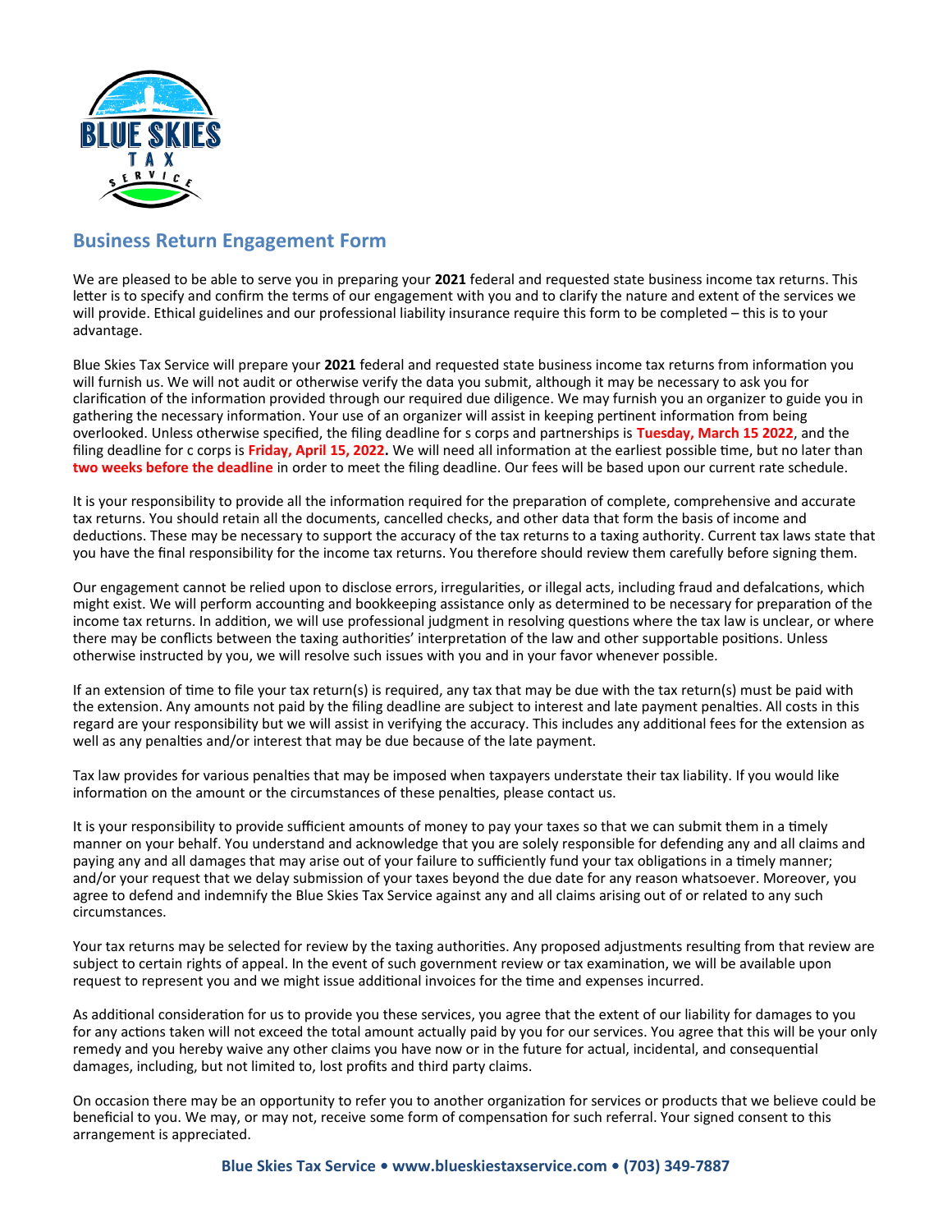BLUE SKIES TAX SERVICE

## Business Return Engagement Form

We are pleased to be able to serve you in preparing your **2021** federal and requested state business income tax returns. This letter is to specify and confirm the terms of our engagement with you and to clarify the nature and extent of the services we will provide. Ethical guidelines and our professional liability insurance require this form to be completed – this is to your advantage.

Blue Skies Tax Service will prepare your **2021** federal and requested state business income tax returns from information you will furnish us. We will not audit or otherwise verify the data you submit, although it may be necessary to ask you for clarification of the information provided through our required due diligence. We may furnish you an organizer to guide you in gathering the necessary information. Your use of an organizer will assist in keeping pertinent information from being overlooked. Unless otherwise specified, the filing deadline for s corps and partnerships is **Tuesday, March 15 2022**, and the filing deadline for c corps is **Friday, April 15, 2022.** We will need all information at the earliest possible time, but no later than **two weeks before the deadline** in order to meet the filing deadline. Our fees will be based upon our current rate schedule.

It is your responsibility to provide all the information required for the preparation of complete, comprehensive and accurate tax returns. You should retain all the documents, cancelled checks, and other data that form the basis of income and deductions. These may be necessary to support the accuracy of the tax returns to a taxing authority. Current tax laws state that you have the final responsibility for the income tax returns. You therefore should review them carefully before signing them.

Our engagement cannot be relied upon to disclose errors, irregularities, or illegal acts, including fraud and defalcations, which might exist. We will perform accounting and bookkeeping assistance only as determined to be necessary for preparation of the income tax returns. In addition, we will use professional judgment in resolving questions where the tax law is unclear, or where there may be conflicts between the taxing authorities' interpretation of the law and other supportable positions. Unless otherwise instructed by you, we will resolve such issues with you and in your favor whenever possible.

If an extension of time to file your tax return(s) is required, any tax that may be due with the tax return(s) must be paid with the extension. Any amounts not paid by the filing deadline are subject to interest and late payment penalties. All costs in this regard are your responsibility but we will assist in verifying the accuracy. This includes any additional fees for the extension as well as any penalties and/or interest that may be due because of the late payment.

Tax law provides for various penalties that may be imposed when taxpayers understate their tax liability. If you would like information on the amount or the circumstances of these penalties, please contact us.

It is your responsibility to provide sufficient amounts of money to pay your taxes so that we can submit them in a timely manner on your behalf. You understand and acknowledge that you are solely responsible for defending any and all claims and paying any and all damages that may arise out of your failure to sufficiently fund your tax obligations in a timely manner; and/or your request that we delay submission of your taxes beyond the due date for any reason whatsoever. Moreover, you agree to defend and indemnify the Blue Skies Tax Service against any and all claims arising out of or related to any such circumstances.

Your tax returns may be selected for review by the taxing authorities. Any proposed adjustments resulting from that review are subject to certain rights of appeal. In the event of such government review or tax examination, we will be available upon request to represent you and we might issue additional invoices for the time and expenses incurred.

As additional consideration for us to provide you these services, you agree that the extent of our liability for damages to you for any actions taken will not exceed the total amount actually paid by you for our services. You agree that this will be your only remedy and you hereby waive any other claims you have now or in the future for actual, incidental, and consequential damages, including, but not limited to, lost profits and third party claims.

On occasion there may be an opportunity to refer you to another organization for services or products that we believe could be beneficial to you. We may, or may not, receive some form of compensation for such referral. Your signed consent to this arrangement is appreciated.

**Blue Skies Tax Service • www.blueskiestaxservice.com • (703) 349-7887**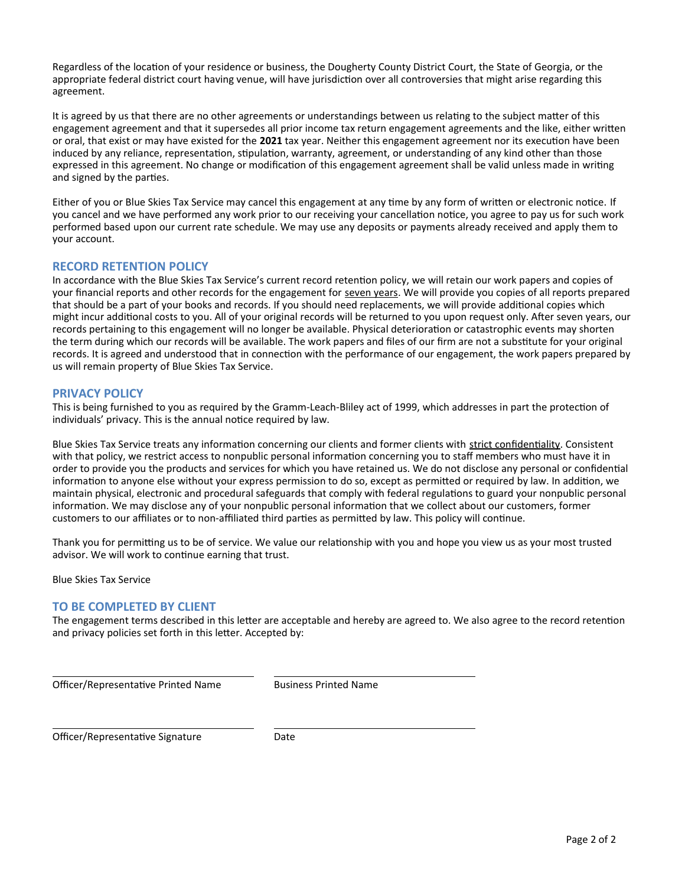Regardless of the location of your residence or business, the Dougherty County District Court, the State of Georgia, or the appropriate federal district court having venue, will have jurisdiction over all controversies that might arise regarding this agreement.

It is agreed by us that there are no other agreements or understandings between us relating to the subject matter of this engagement agreement and that it supersedes all prior income tax return engagement agreements and the like, either written or oral, that exist or may have existed for the **2021** tax year. Neither this engagement agreement nor its execution have been induced by any reliance, representation, stipulation, warranty, agreement, or understanding of any kind other than those expressed in this agreement. No change or modification of this engagement agreement shall be valid unless made in writing and signed by the parties.

Either of you or Blue Skies Tax Service may cancel this engagement at any time by any form of written or electronic notice. If you cancel and we have performed any work prior to our receiving your cancellation notice, you agree to pay us for such work performed based upon our current rate schedule. We may use any deposits or payments already received and apply them to your account.

## RECORD RETENTION POLICY

In accordance with the Blue Skies Tax Service's current record retention policy, we will retain our work papers and copies of your financial reports and other records for the engagement for <u>seven years</u>. We will provide you copies of all reports prepared that should be a part of your books and records. If you should need replacements, we will provide additional copies which might incur additional costs to you. All of your original records will be returned to you upon request only. After seven years, our records pertaining to this engagement will no longer be available. Physical deterioration or catastrophic events may shorten the term during which our records will be available. The work papers and files of our firm are not a substitute for your original records. It is agreed and understood that in connection with the performance of our engagement, the work papers prepared by us will remain property of Blue Skies Tax Service.

## PRIVACY POLICY

This is being furnished to you as required by the Gramm-Leach-Bliley act of 1999, which addresses in part the protection of individuals' privacy. This is the annual notice required by law.

Blue Skies Tax Service treats any information concerning our clients and former clients with <u>strict confidentiality</u>. Consistent with that policy, we restrict access to nonpublic personal information concerning you to staff members who must have it in order to provide you the products and services for which you have retained us. We do not disclose any personal or confidential information to anyone else without your express permission to do so, except as permitted or required by law. In addition, we maintain physical, electronic and procedural safeguards that comply with federal regulations to guard your nonpublic personal information. We may disclose any of your nonpublic personal information that we collect about our customers, former customers to our affiliates or to non-affiliated third parties as permitted by law. This policy will continue.

Thank you for permitting us to be of service. We value our relationship with you and hope you view us as your most trusted advisor. We will work to continue earning that trust.

Blue Skies Tax Service

## TO BE COMPLETED BY CLIENT

The engagement terms described in this letter are acceptable and hereby are agreed to. We also agree to the record retention and privacy policies set forth in this letter. Accepted by:

| | |
|---|---|
| ______________________________ | ______________________________ |
| Officer/Representative Printed Name | Business Printed Name |
| ______________________________ | ______________________________ |
| Officer/Representative Signature | Date |